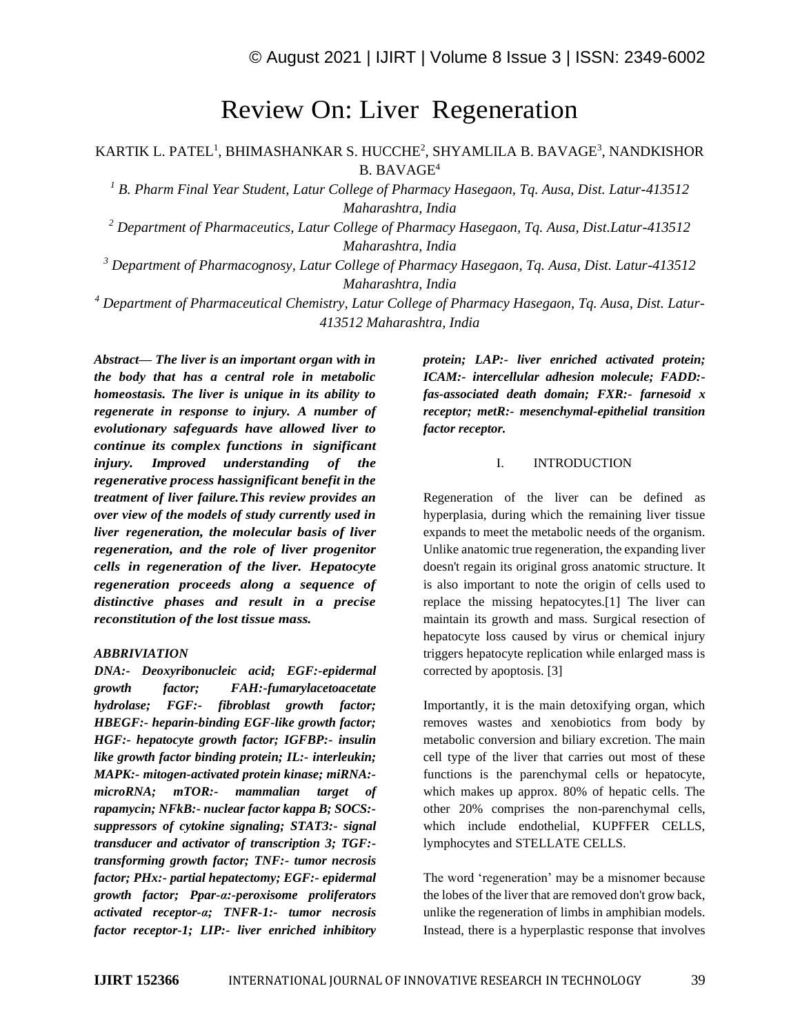# Review On: Liver Regeneration

KARTIK L. PATEL[1], BHIMASHANKAR S. HUCCHE[2], SHYAMLILA B. BAVAGE[3], NANDKISHOR B. BAVAGE[4]

*[1] B. Pharm Final Year Student, Latur College of Pharmacy Hasegaon, Tq. Ausa, Dist. Latur-413512 Maharashtra, India*

*[2] Department of Pharmaceutics, Latur College of Pharmacy Hasegaon, Tq. Ausa, Dist.Latur-413512 Maharashtra, India*

*[3] Department of Pharmacognosy, Latur College of Pharmacy Hasegaon, Tq. Ausa, Dist. Latur-413512 Maharashtra, India*

*[4] Department of Pharmaceutical Chemistry, Latur College of Pharmacy Hasegaon, Tq. Ausa, Dist. Latur-413512 Maharashtra, India*

***Abstract— The liver is an important organ with in the body that has a central role in metabolic homeostasis. The liver is unique in its ability to regenerate in response to injury. A number of evolutionary safeguards have allowed liver to continue its complex functions in significant injury. Improved understanding of the regenerative process hassignificant benefit in the treatment of liver failure.This review provides an over view of the models of study currently used in liver regeneration, the molecular basis of liver regeneration, and the role of liver progenitor cells in regeneration of the liver. Hepatocyte regeneration proceeds along a sequence of distinctive phases and result in a precise reconstitution of the lost tissue mass.***

***ABBRIVIATION***

***DNA:- Deoxyribonucleic acid; EGF:-epidermal growth factor; FAH:-fumarylacetoacetate hydrolase; FGF:- fibroblast growth factor; HBEGF:- heparin-binding EGF-like growth factor; HGF:- hepatocyte growth factor; IGFBP:- insulin like growth factor binding protein; IL:- interleukin; MAPK:- mitogen-activated protein kinase; miRNA:- microRNA; mTOR:- mammalian target of rapamycin; NFkB:- nuclear factor kappa B; SOCS:- suppressors of cytokine signaling; STAT3:- signal transducer and activator of transcription 3; TGF:- transforming growth factor; TNF:- tumor necrosis factor; PHx:- partial hepatectomy; EGF:- epidermal growth factor; Ppar-α:-peroxisome proliferators activated receptor-α; TNFR-1:- tumor necrosis factor receptor-1; LIP:- liver enriched inhibitory protein; LAP:- liver enriched activated protein; ICAM:- intercellular adhesion molecule; FADD:- fas-associated death domain; FXR:- farnesoid x receptor; metR:- mesenchymal-epithelial transition factor receptor.***

## I. INTRODUCTION

Regeneration of the liver can be defined as hyperplasia, during which the remaining liver tissue expands to meet the metabolic needs of the organism. Unlike anatomic true regeneration, the expanding liver doesn't regain its original gross anatomic structure. It is also important to note the origin of cells used to replace the missing hepatocytes.[1] The liver can maintain its growth and mass. Surgical resection of hepatocyte loss caused by virus or chemical injury triggers hepatocyte replication while enlarged mass is corrected by apoptosis. [3]

Importantly, it is the main detoxifying organ, which removes wastes and xenobiotics from body by metabolic conversion and biliary excretion. The main cell type of the liver that carries out most of these functions is the parenchymal cells or hepatocyte, which makes up approx. 80% of hepatic cells. The other 20% comprises the non-parenchymal cells, which include endothelial, KUPFFER CELLS, lymphocytes and STELLATE CELLS.

The word 'regeneration' may be a misnomer because the lobes of the liver that are removed don't grow back, unlike the regeneration of limbs in amphibian models. Instead, there is a hyperplastic response that involves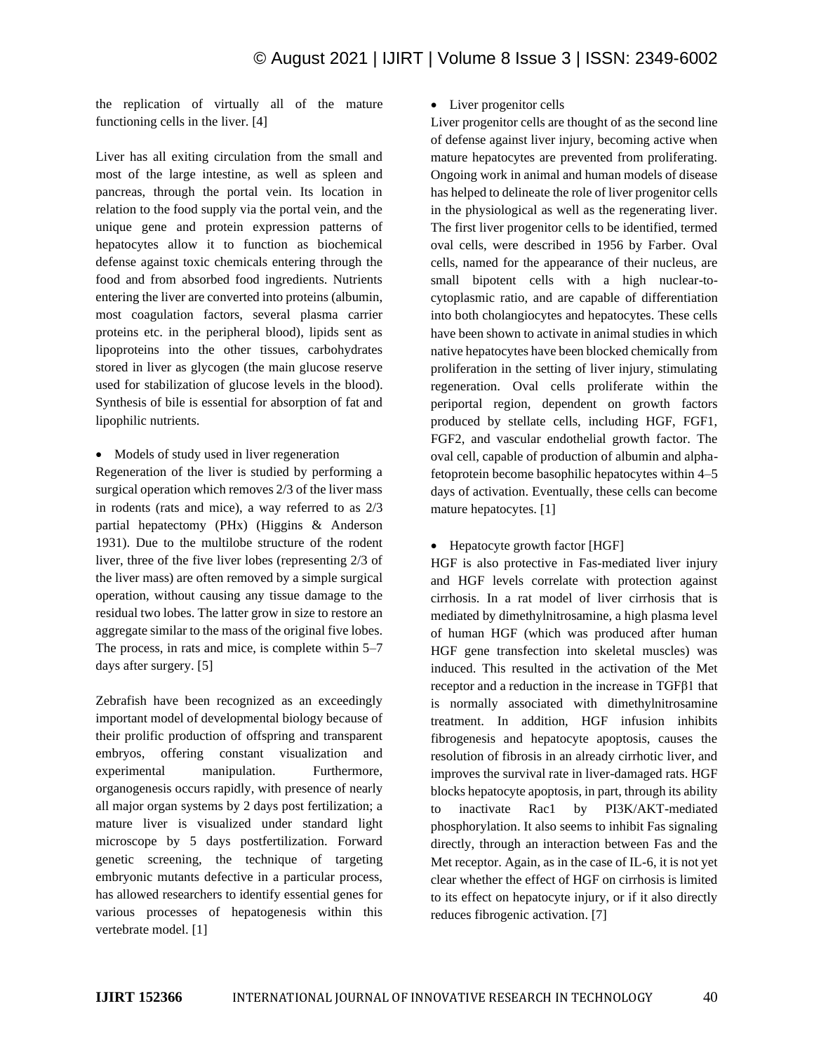the replication of virtually all of the mature functioning cells in the liver. [4]

Liver has all exiting circulation from the small and most of the large intestine, as well as spleen and pancreas, through the portal vein. Its location in relation to the food supply via the portal vein, and the unique gene and protein expression patterns of hepatocytes allow it to function as biochemical defense against toxic chemicals entering through the food and from absorbed food ingredients. Nutrients entering the liver are converted into proteins (albumin, most coagulation factors, several plasma carrier proteins etc. in the peripheral blood), lipids sent as lipoproteins into the other tissues, carbohydrates stored in liver as glycogen (the main glucose reserve used for stabilization of glucose levels in the blood). Synthesis of bile is essential for absorption of fat and lipophilic nutrients.

- Models of study used in liver regeneration

Regeneration of the liver is studied by performing a surgical operation which removes 2/3 of the liver mass in rodents (rats and mice), a way referred to as 2/3 partial hepatectomy (PHx) (Higgins & Anderson 1931). Due to the multilobe structure of the rodent liver, three of the five liver lobes (representing 2/3 of the liver mass) are often removed by a simple surgical operation, without causing any tissue damage to the residual two lobes. The latter grow in size to restore an aggregate similar to the mass of the original five lobes. The process, in rats and mice, is complete within 5–7 days after surgery. [5]

Zebrafish have been recognized as an exceedingly important model of developmental biology because of their prolific production of offspring and transparent embryos, offering constant visualization and experimental manipulation. Furthermore, organogenesis occurs rapidly, with presence of nearly all major organ systems by 2 days post fertilization; a mature liver is visualized under standard light microscope by 5 days postfertilization. Forward genetic screening, the technique of targeting embryonic mutants defective in a particular process, has allowed researchers to identify essential genes for various processes of hepatogenesis within this vertebrate model. [1]

- Liver progenitor cells

Liver progenitor cells are thought of as the second line of defense against liver injury, becoming active when mature hepatocytes are prevented from proliferating. Ongoing work in animal and human models of disease has helped to delineate the role of liver progenitor cells in the physiological as well as the regenerating liver. The first liver progenitor cells to be identified, termed oval cells, were described in 1956 by Farber. Oval cells, named for the appearance of their nucleus, are small bipotent cells with a high nuclear-to-cytoplasmic ratio, and are capable of differentiation into both cholangiocytes and hepatocytes. These cells have been shown to activate in animal studies in which native hepatocytes have been blocked chemically from proliferation in the setting of liver injury, stimulating regeneration. Oval cells proliferate within the periportal region, dependent on growth factors produced by stellate cells, including HGF, FGF1, FGF2, and vascular endothelial growth factor. The oval cell, capable of production of albumin and alpha-fetoprotein become basophilic hepatocytes within 4–5 days of activation. Eventually, these cells can become mature hepatocytes. [1]

- Hepatocyte growth factor [HGF]

HGF is also protective in Fas-mediated liver injury and HGF levels correlate with protection against cirrhosis. In a rat model of liver cirrhosis that is mediated by dimethylnitrosamine, a high plasma level of human HGF (which was produced after human HGF gene transfection into skeletal muscles) was induced. This resulted in the activation of the Met receptor and a reduction in the increase in TGFβ1 that is normally associated with dimethylnitrosamine treatment. In addition, HGF infusion inhibits fibrogenesis and hepatocyte apoptosis, causes the resolution of fibrosis in an already cirrhotic liver, and improves the survival rate in liver-damaged rats. HGF blocks hepatocyte apoptosis, in part, through its ability to inactivate Rac1 by PI3K/AKT-mediated phosphorylation. It also seems to inhibit Fas signaling directly, through an interaction between Fas and the Met receptor. Again, as in the case of IL-6, it is not yet clear whether the effect of HGF on cirrhosis is limited to its effect on hepatocyte injury, or if it also directly reduces fibrogenic activation. [7]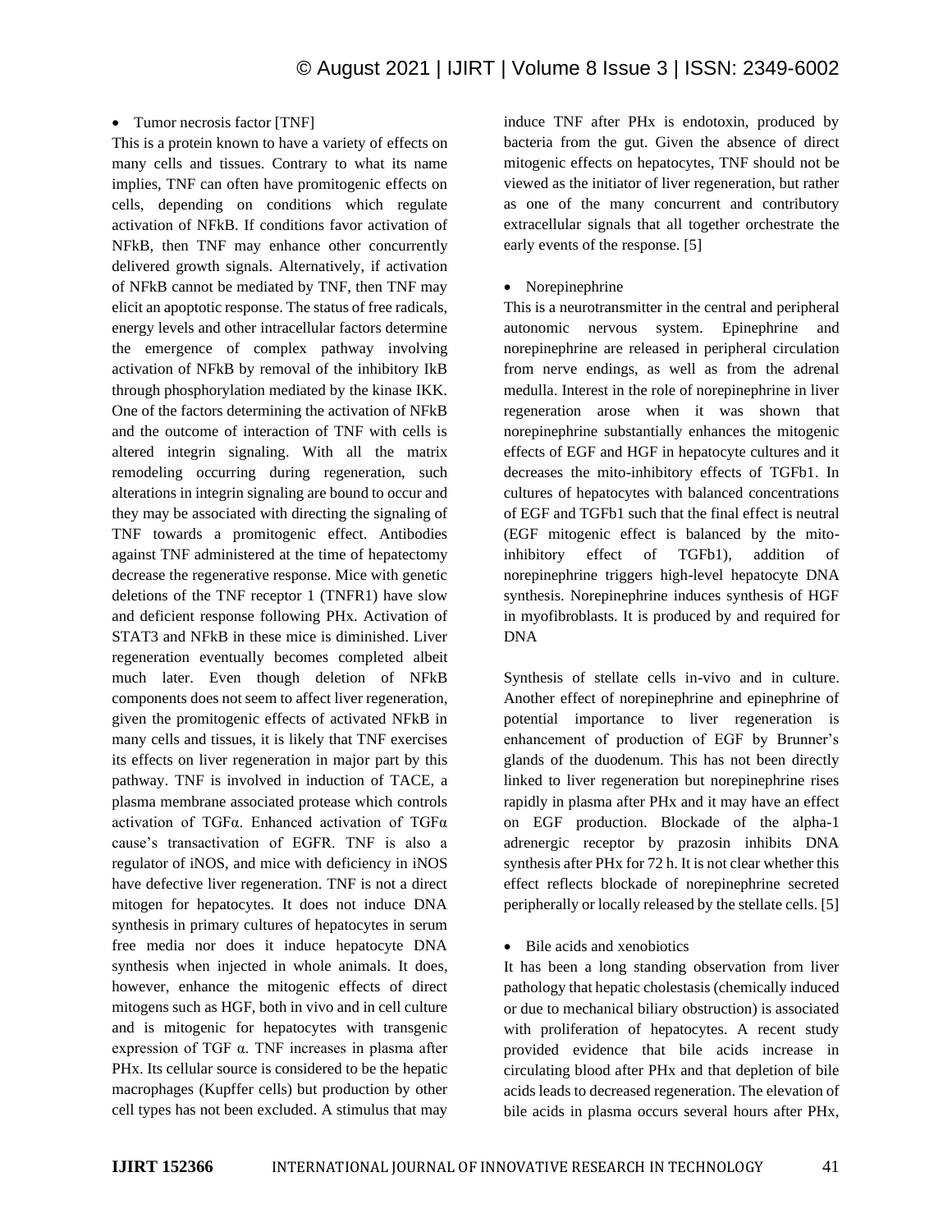- Tumor necrosis factor [TNF]

This is a protein known to have a variety of effects on many cells and tissues. Contrary to what its name implies, TNF can often have promitogenic effects on cells, depending on conditions which regulate activation of NFkB. If conditions favor activation of NFkB, then TNF may enhance other concurrently delivered growth signals. Alternatively, if activation of NFkB cannot be mediated by TNF, then TNF may elicit an apoptotic response. The status of free radicals, energy levels and other intracellular factors determine the emergence of complex pathway involving activation of NFkB by removal of the inhibitory IkB through phosphorylation mediated by the kinase IKK. One of the factors determining the activation of NFkB and the outcome of interaction of TNF with cells is altered integrin signaling. With all the matrix remodeling occurring during regeneration, such alterations in integrin signaling are bound to occur and they may be associated with directing the signaling of TNF towards a promitogenic effect. Antibodies against TNF administered at the time of hepatectomy decrease the regenerative response. Mice with genetic deletions of the TNF receptor 1 (TNFR1) have slow and deficient response following PHx. Activation of STAT3 and NFkB in these mice is diminished. Liver regeneration eventually becomes completed albeit much later. Even though deletion of NFkB components does not seem to affect liver regeneration, given the promitogenic effects of activated NFkB in many cells and tissues, it is likely that TNF exercises its effects on liver regeneration in major part by this pathway. TNF is involved in induction of TACE, a plasma membrane associated protease which controls activation of TGFα. Enhanced activation of TGFα cause's transactivation of EGFR. TNF is also a regulator of iNOS, and mice with deficiency in iNOS have defective liver regeneration. TNF is not a direct mitogen for hepatocytes. It does not induce DNA synthesis in primary cultures of hepatocytes in serum free media nor does it induce hepatocyte DNA synthesis when injected in whole animals. It does, however, enhance the mitogenic effects of direct mitogens such as HGF, both in vivo and in cell culture and is mitogenic for hepatocytes with transgenic expression of TGF α. TNF increases in plasma after PHx. Its cellular source is considered to be the hepatic macrophages (Kupffer cells) but production by other cell types has not been excluded. A stimulus that may induce TNF after PHx is endotoxin, produced by bacteria from the gut. Given the absence of direct mitogenic effects on hepatocytes, TNF should not be viewed as the initiator of liver regeneration, but rather as one of the many concurrent and contributory extracellular signals that all together orchestrate the early events of the response. [5]

- Norepinephrine

This is a neurotransmitter in the central and peripheral autonomic nervous system. Epinephrine and norepinephrine are released in peripheral circulation from nerve endings, as well as from the adrenal medulla. Interest in the role of norepinephrine in liver regeneration arose when it was shown that norepinephrine substantially enhances the mitogenic effects of EGF and HGF in hepatocyte cultures and it decreases the mito-inhibitory effects of TGFb1. In cultures of hepatocytes with balanced concentrations of EGF and TGFb1 such that the final effect is neutral (EGF mitogenic effect is balanced by the mito-inhibitory effect of TGFb1), addition of norepinephrine triggers high-level hepatocyte DNA synthesis. Norepinephrine induces synthesis of HGF in myofibroblasts. It is produced by and required for DNA

Synthesis of stellate cells in-vivo and in culture. Another effect of norepinephrine and epinephrine of potential importance to liver regeneration is enhancement of production of EGF by Brunner's glands of the duodenum. This has not been directly linked to liver regeneration but norepinephrine rises rapidly in plasma after PHx and it may have an effect on EGF production. Blockade of the alpha-1 adrenergic receptor by prazosin inhibits DNA synthesis after PHx for 72 h. It is not clear whether this effect reflects blockade of norepinephrine secreted peripherally or locally released by the stellate cells. [5]

- Bile acids and xenobiotics

It has been a long standing observation from liver pathology that hepatic cholestasis (chemically induced or due to mechanical biliary obstruction) is associated with proliferation of hepatocytes. A recent study provided evidence that bile acids increase in circulating blood after PHx and that depletion of bile acids leads to decreased regeneration. The elevation of bile acids in plasma occurs several hours after PHx,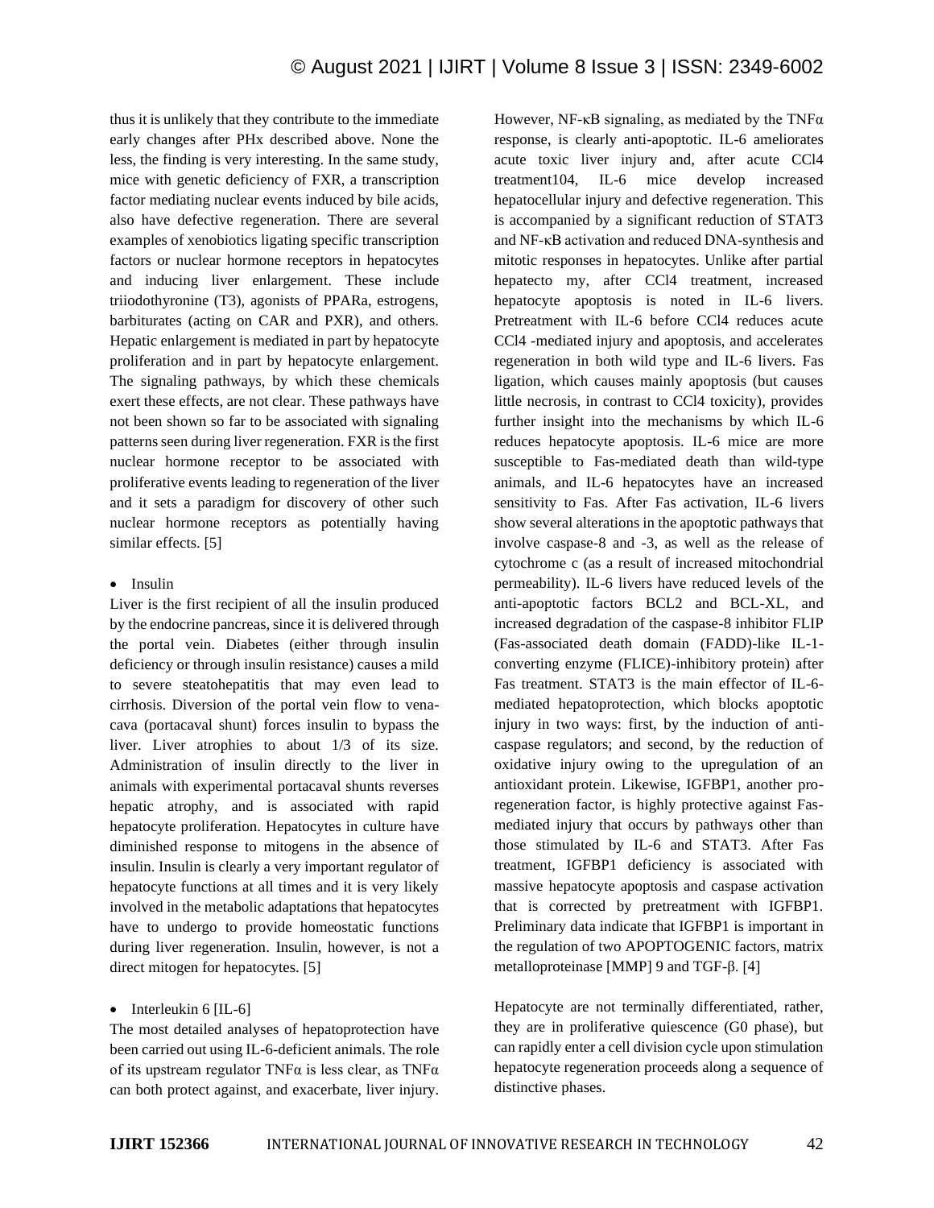thus it is unlikely that they contribute to the immediate early changes after PHx described above. None the less, the finding is very interesting. In the same study, mice with genetic deficiency of FXR, a transcription factor mediating nuclear events induced by bile acids, also have defective regeneration. There are several examples of xenobiotics ligating specific transcription factors or nuclear hormone receptors in hepatocytes and inducing liver enlargement. These include triiodothyronine (T3), agonists of PPARa, estrogens, barbiturates (acting on CAR and PXR), and others. Hepatic enlargement is mediated in part by hepatocyte proliferation and in part by hepatocyte enlargement. The signaling pathways, by which these chemicals exert these effects, are not clear. These pathways have not been shown so far to be associated with signaling patterns seen during liver regeneration. FXR is the first nuclear hormone receptor to be associated with proliferative events leading to regeneration of the liver and it sets a paradigm for discovery of other such nuclear hormone receptors as potentially having similar effects. [5]

- Insulin

Liver is the first recipient of all the insulin produced by the endocrine pancreas, since it is delivered through the portal vein. Diabetes (either through insulin deficiency or through insulin resistance) causes a mild to severe steatohepatitis that may even lead to cirrhosis. Diversion of the portal vein flow to vena-cava (portacaval shunt) forces insulin to bypass the liver. Liver atrophies to about 1/3 of its size. Administration of insulin directly to the liver in animals with experimental portacaval shunts reverses hepatic atrophy, and is associated with rapid hepatocyte proliferation. Hepatocytes in culture have diminished response to mitogens in the absence of insulin. Insulin is clearly a very important regulator of hepatocyte functions at all times and it is very likely involved in the metabolic adaptations that hepatocytes have to undergo to provide homeostatic functions during liver regeneration. Insulin, however, is not a direct mitogen for hepatocytes. [5]

- Interleukin 6 [IL-6]

The most detailed analyses of hepatoprotection have been carried out using IL-6-deficient animals. The role of its upstream regulator TNFα is less clear, as TNFα can both protect against, and exacerbate, liver injury. However, NF-κB signaling, as mediated by the TNFα response, is clearly anti-apoptotic. IL-6 ameliorates acute toxic liver injury and, after acute CCl4 treatment104, IL-6 mice develop increased hepatocellular injury and defective regeneration. This is accompanied by a significant reduction of STAT3 and NF-κB activation and reduced DNA-synthesis and mitotic responses in hepatocytes. Unlike after partial hepatecto my, after CCl4 treatment, increased hepatocyte apoptosis is noted in IL-6 livers. Pretreatment with IL-6 before CCl4 reduces acute CCl4 -mediated injury and apoptosis, and accelerates regeneration in both wild type and IL-6 livers. Fas ligation, which causes mainly apoptosis (but causes little necrosis, in contrast to CCl4 toxicity), provides further insight into the mechanisms by which IL-6 reduces hepatocyte apoptosis. IL-6 mice are more susceptible to Fas-mediated death than wild-type animals, and IL-6 hepatocytes have an increased sensitivity to Fas. After Fas activation, IL-6 livers show several alterations in the apoptotic pathways that involve caspase-8 and -3, as well as the release of cytochrome c (as a result of increased mitochondrial permeability). IL-6 livers have reduced levels of the anti-apoptotic factors BCL2 and BCL-XL, and increased degradation of the caspase-8 inhibitor FLIP (Fas-associated death domain (FADD)-like IL-1-converting enzyme (FLICE)-inhibitory protein) after Fas treatment. STAT3 is the main effector of IL-6-mediated hepatoprotection, which blocks apoptotic injury in two ways: first, by the induction of anti-caspase regulators; and second, by the reduction of oxidative injury owing to the upregulation of an antioxidant protein. Likewise, IGFBP1, another pro-regeneration factor, is highly protective against Fas-mediated injury that occurs by pathways other than those stimulated by IL-6 and STAT3. After Fas treatment, IGFBP1 deficiency is associated with massive hepatocyte apoptosis and caspase activation that is corrected by pretreatment with IGFBP1. Preliminary data indicate that IGFBP1 is important in the regulation of two APOPTOGENIC factors, matrix metalloproteinase [MMP] 9 and TGF-β. [4]

Hepatocyte are not terminally differentiated, rather, they are in proliferative quiescence (G0 phase), but can rapidly enter a cell division cycle upon stimulation hepatocyte regeneration proceeds along a sequence of distinctive phases.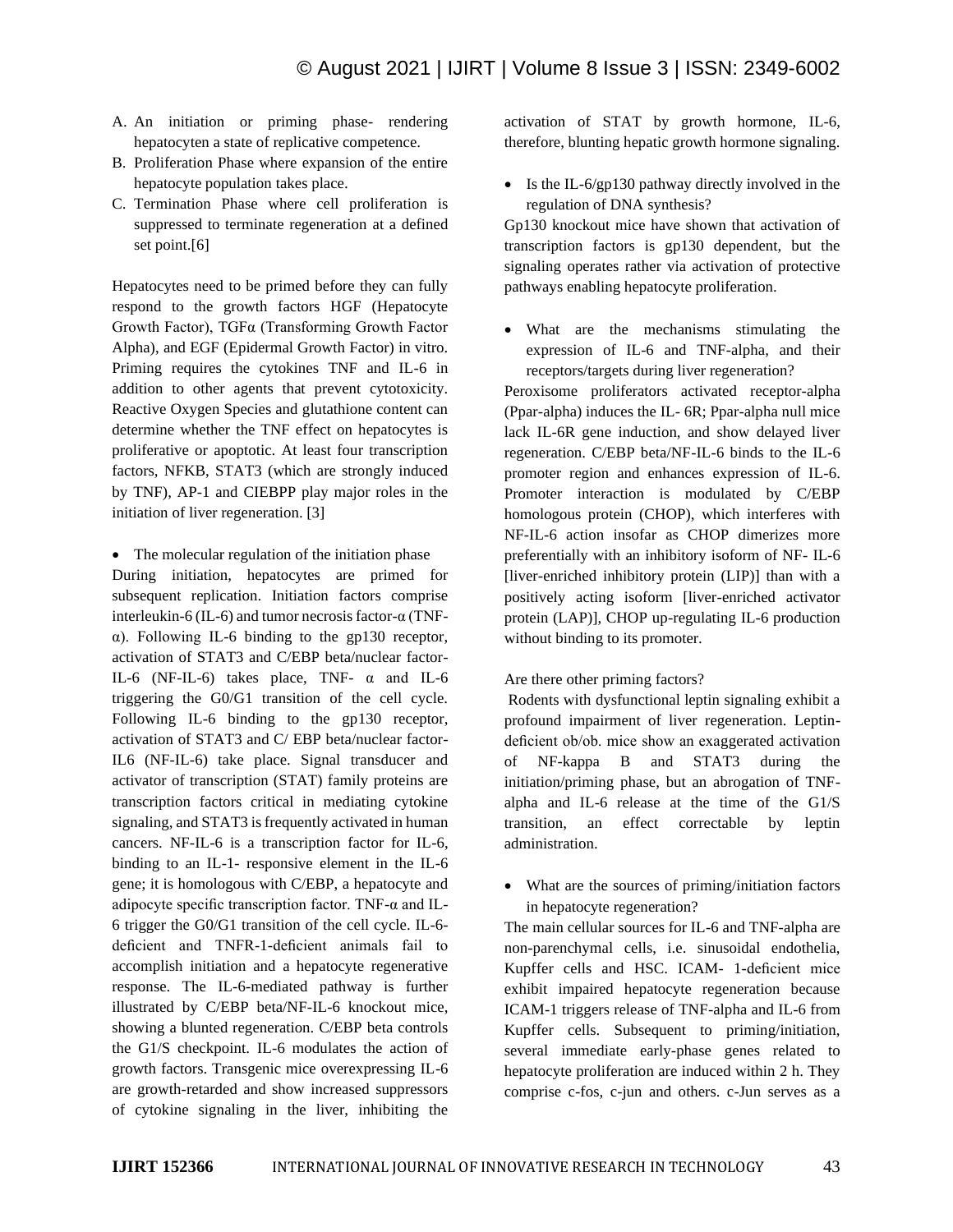A. An initiation or priming phase- rendering hepatocyten a state of replicative competence.
B. Proliferation Phase where expansion of the entire hepatocyte population takes place.
C. Termination Phase where cell proliferation is suppressed to terminate regeneration at a defined set point.[6]

Hepatocytes need to be primed before they can fully respond to the growth factors HGF (Hepatocyte Growth Factor), TGFα (Transforming Growth Factor Alpha), and EGF (Epidermal Growth Factor) in vitro. Priming requires the cytokines TNF and IL-6 in addition to other agents that prevent cytotoxicity. Reactive Oxygen Species and glutathione content can determine whether the TNF effect on hepatocytes is proliferative or apoptotic. At least four transcription factors, NFKB, STAT3 (which are strongly induced by TNF), AP-1 and CIEBPP play major roles in the initiation of liver regeneration. [3]

- The molecular regulation of the initiation phase

During initiation, hepatocytes are primed for subsequent replication. Initiation factors comprise interleukin-6 (IL-6) and tumor necrosis factor-α (TNF-α). Following IL-6 binding to the gp130 receptor, activation of STAT3 and C/EBP beta/nuclear factor-IL-6 (NF-IL-6) takes place, TNF- α and IL-6 triggering the G0/G1 transition of the cell cycle. Following IL-6 binding to the gp130 receptor, activation of STAT3 and C/ EBP beta/nuclear factor-IL6 (NF-IL-6) take place. Signal transducer and activator of transcription (STAT) family proteins are transcription factors critical in mediating cytokine signaling, and STAT3 is frequently activated in human cancers. NF-IL-6 is a transcription factor for IL-6, binding to an IL-1- responsive element in the IL-6 gene; it is homologous with C/EBP, a hepatocyte and adipocyte specific transcription factor. TNF-α and IL-6 trigger the G0/G1 transition of the cell cycle. IL-6-deficient and TNFR-1-deficient animals fail to accomplish initiation and a hepatocyte regenerative response. The IL-6-mediated pathway is further illustrated by C/EBP beta/NF-IL-6 knockout mice, showing a blunted regeneration. C/EBP beta controls the G1/S checkpoint. IL-6 modulates the action of growth factors. Transgenic mice overexpressing IL-6 are growth-retarded and show increased suppressors of cytokine signaling in the liver, inhibiting the activation of STAT by growth hormone, IL-6, therefore, blunting hepatic growth hormone signaling.

- Is the IL-6/gp130 pathway directly involved in the regulation of DNA synthesis?

Gp130 knockout mice have shown that activation of transcription factors is gp130 dependent, but the signaling operates rather via activation of protective pathways enabling hepatocyte proliferation.

- What are the mechanisms stimulating the expression of IL-6 and TNF-alpha, and their receptors/targets during liver regeneration?

Peroxisome proliferators activated receptor-alpha (Ppar-alpha) induces the IL- 6R; Ppar-alpha null mice lack IL-6R gene induction, and show delayed liver regeneration. C/EBP beta/NF-IL-6 binds to the IL-6 promoter region and enhances expression of IL-6. Promoter interaction is modulated by C/EBP homologous protein (CHOP), which interferes with NF-IL-6 action insofar as CHOP dimerizes more preferentially with an inhibitory isoform of NF- IL-6 [liver-enriched inhibitory protein (LIP)] than with a positively acting isoform [liver-enriched activator protein (LAP)], CHOP up-regulating IL-6 production without binding to its promoter.

Are there other priming factors?

Rodents with dysfunctional leptin signaling exhibit a profound impairment of liver regeneration. Leptin-deficient ob/ob. mice show an exaggerated activation of NF-kappa B and STAT3 during the initiation/priming phase, but an abrogation of TNF-alpha and IL-6 release at the time of the G1/S transition, an effect correctable by leptin administration.

- What are the sources of priming/initiation factors in hepatocyte regeneration?

The main cellular sources for IL-6 and TNF-alpha are non-parenchymal cells, i.e. sinusoidal endothelia, Kupffer cells and HSC. ICAM- 1-deficient mice exhibit impaired hepatocyte regeneration because ICAM-1 triggers release of TNF-alpha and IL-6 from Kupffer cells. Subsequent to priming/initiation, several immediate early-phase genes related to hepatocyte proliferation are induced within 2 h. They comprise c-fos, c-jun and others. c-Jun serves as a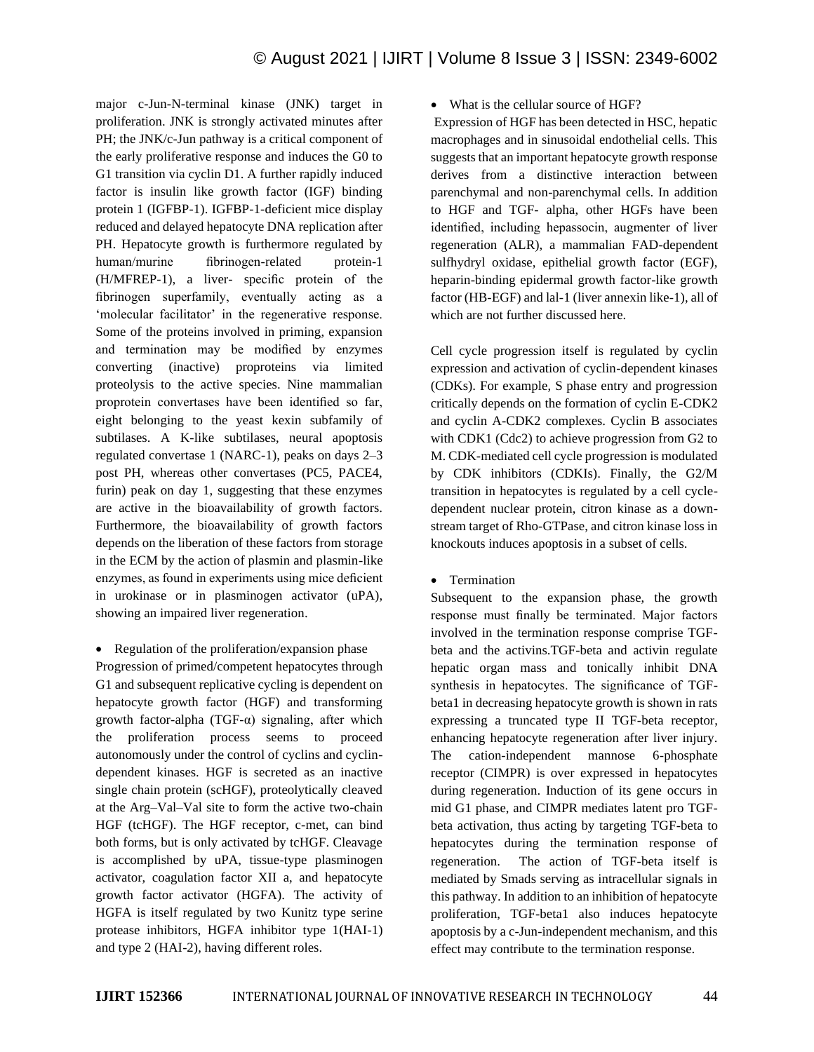major c-Jun-N-terminal kinase (JNK) target in proliferation. JNK is strongly activated minutes after PH; the JNK/c-Jun pathway is a critical component of the early proliferative response and induces the G0 to G1 transition via cyclin D1. A further rapidly induced factor is insulin like growth factor (IGF) binding protein 1 (IGFBP-1). IGFBP-1-deficient mice display reduced and delayed hepatocyte DNA replication after PH. Hepatocyte growth is furthermore regulated by human/murine fibrinogen-related protein-1 (H/MFREP-1), a liver- specific protein of the fibrinogen superfamily, eventually acting as a 'molecular facilitator' in the regenerative response. Some of the proteins involved in priming, expansion and termination may be modified by enzymes converting (inactive) proproteins via limited proteolysis to the active species. Nine mammalian proprotein convertases have been identified so far, eight belonging to the yeast kexin subfamily of subtilases. A K-like subtilases, neural apoptosis regulated convertase 1 (NARC-1), peaks on days 2–3 post PH, whereas other convertases (PC5, PACE4, furin) peak on day 1, suggesting that these enzymes are active in the bioavailability of growth factors. Furthermore, the bioavailability of growth factors depends on the liberation of these factors from storage in the ECM by the action of plasmin and plasmin-like enzymes, as found in experiments using mice deficient in urokinase or in plasminogen activator (uPA), showing an impaired liver regeneration.

- Regulation of the proliferation/expansion phase

Progression of primed/competent hepatocytes through G1 and subsequent replicative cycling is dependent on hepatocyte growth factor (HGF) and transforming growth factor-alpha (TGF-α) signaling, after which the proliferation process seems to proceed autonomously under the control of cyclins and cyclin-dependent kinases. HGF is secreted as an inactive single chain protein (scHGF), proteolytically cleaved at the Arg–Val–Val site to form the active two-chain HGF (tcHGF). The HGF receptor, c-met, can bind both forms, but is only activated by tcHGF. Cleavage is accomplished by uPA, tissue-type plasminogen activator, coagulation factor XII a, and hepatocyte growth factor activator (HGFA). The activity of HGFA is itself regulated by two Kunitz type serine protease inhibitors, HGFA inhibitor type 1(HAI-1) and type 2 (HAI-2), having different roles.

- What is the cellular source of HGF?

Expression of HGF has been detected in HSC, hepatic macrophages and in sinusoidal endothelial cells. This suggests that an important hepatocyte growth response derives from a distinctive interaction between parenchymal and non-parenchymal cells. In addition to HGF and TGF- alpha, other HGFs have been identified, including hepassocin, augmenter of liver regeneration (ALR), a mammalian FAD-dependent sulfhydryl oxidase, epithelial growth factor (EGF), heparin-binding epidermal growth factor-like growth factor (HB-EGF) and lal-1 (liver annexin like-1), all of which are not further discussed here.

Cell cycle progression itself is regulated by cyclin expression and activation of cyclin-dependent kinases (CDKs). For example, S phase entry and progression critically depends on the formation of cyclin E-CDK2 and cyclin A-CDK2 complexes. Cyclin B associates with CDK1 (Cdc2) to achieve progression from G2 to M. CDK-mediated cell cycle progression is modulated by CDK inhibitors (CDKIs). Finally, the G2/M transition in hepatocytes is regulated by a cell cycle-dependent nuclear protein, citron kinase as a down-stream target of Rho-GTPase, and citron kinase loss in knockouts induces apoptosis in a subset of cells.

- Termination

Subsequent to the expansion phase, the growth response must finally be terminated. Major factors involved in the termination response comprise TGF-beta and the activins.TGF-beta and activin regulate hepatic organ mass and tonically inhibit DNA synthesis in hepatocytes. The significance of TGF-beta1 in decreasing hepatocyte growth is shown in rats expressing a truncated type II TGF-beta receptor, enhancing hepatocyte regeneration after liver injury. The cation-independent mannose 6-phosphate receptor (CIMPR) is over expressed in hepatocytes during regeneration. Induction of its gene occurs in mid G1 phase, and CIMPR mediates latent pro TGF-beta activation, thus acting by targeting TGF-beta to hepatocytes during the termination response of regeneration. The action of TGF-beta itself is mediated by Smads serving as intracellular signals in this pathway. In addition to an inhibition of hepatocyte proliferation, TGF-beta1 also induces hepatocyte apoptosis by a c-Jun-independent mechanism, and this effect may contribute to the termination response.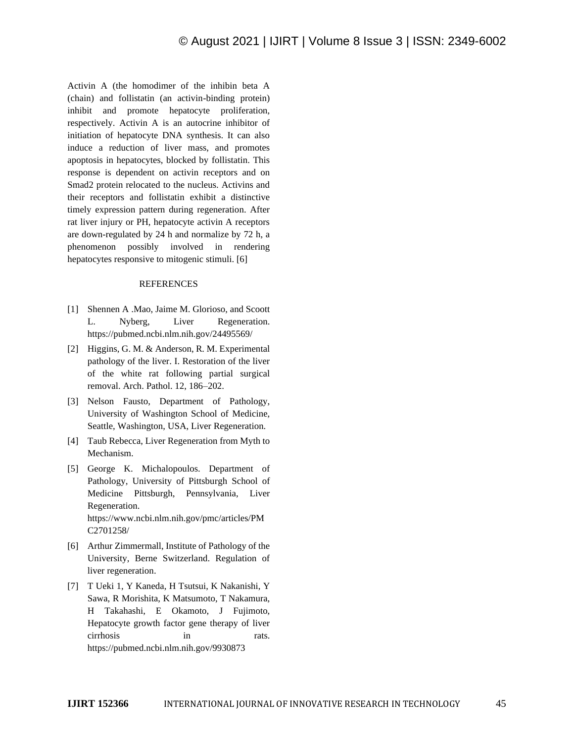Activin A (the homodimer of the inhibin beta A (chain) and follistatin (an activin-binding protein) inhibit and promote hepatocyte proliferation, respectively. Activin A is an autocrine inhibitor of initiation of hepatocyte DNA synthesis. It can also induce a reduction of liver mass, and promotes apoptosis in hepatocytes, blocked by follistatin. This response is dependent on activin receptors and on Smad2 protein relocated to the nucleus. Activins and their receptors and follistatin exhibit a distinctive timely expression pattern during regeneration. After rat liver injury or PH, hepatocyte activin A receptors are down-regulated by 24 h and normalize by 72 h, a phenomenon possibly involved in rendering hepatocytes responsive to mitogenic stimuli. [6]

## REFERENCES

[1] Shennen A .Mao, Jaime M. Glorioso, and Scoott L. Nyberg, Liver Regeneration. https://pubmed.ncbi.nlm.nih.gov/24495569/

[2] Higgins, G. M. & Anderson, R. M. Experimental pathology of the liver. I. Restoration of the liver of the white rat following partial surgical removal. Arch. Pathol. 12, 186–202.

[3] Nelson Fausto, Department of Pathology, University of Washington School of Medicine, Seattle, Washington, USA, Liver Regeneration.

[4] Taub Rebecca, Liver Regeneration from Myth to Mechanism.

[5] George K. Michalopoulos. Department of Pathology, University of Pittsburgh School of Medicine Pittsburgh, Pennsylvania, Liver Regeneration. https://www.ncbi.nlm.nih.gov/pmc/articles/PMC2701258/

[6] Arthur Zimmermall, Institute of Pathology of the University, Berne Switzerland. Regulation of liver regeneration.

[7] T Ueki 1, Y Kaneda, H Tsutsui, K Nakanishi, Y Sawa, R Morishita, K Matsumoto, T Nakamura, H Takahashi, E Okamoto, J Fujimoto, Hepatocyte growth factor gene therapy of liver cirrhosis in rats. https://pubmed.ncbi.nlm.nih.gov/9930873